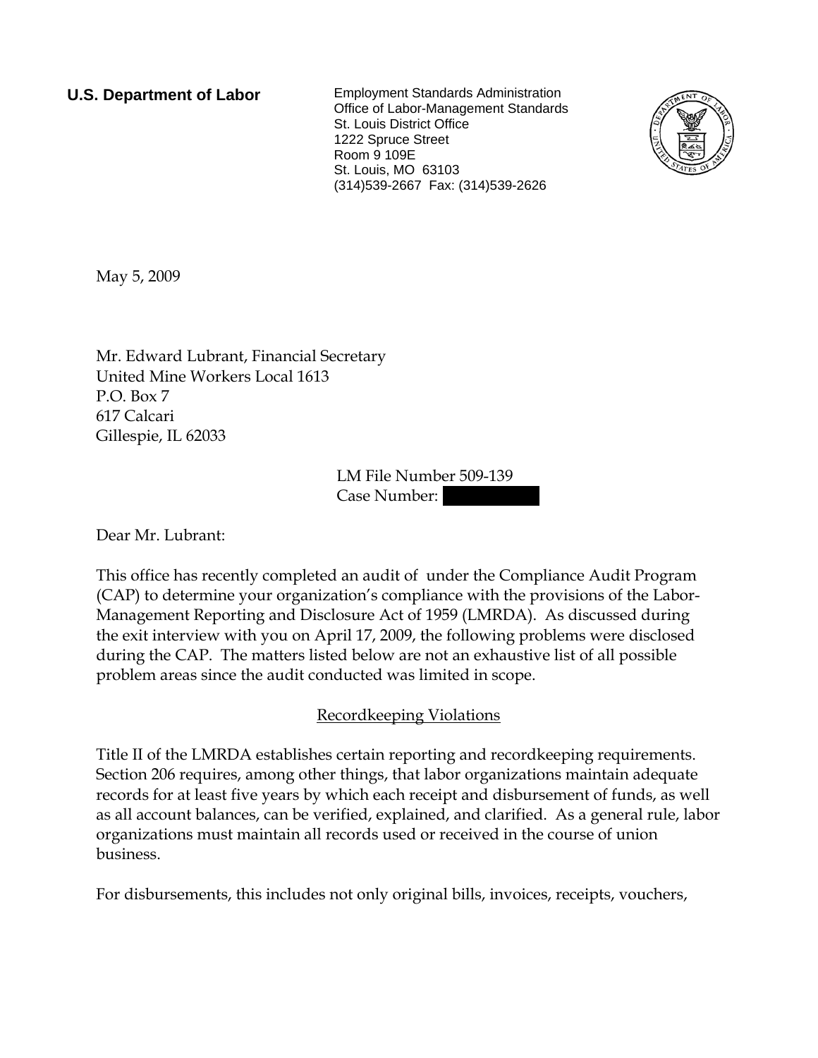**U.S. Department of Labor**

Employment Standards Administration
Office of Labor-Management Standards
St. Louis District Office
1222 Spruce Street
Room 9 109E
St. Louis, MO 63103
(314)539-2667 Fax: (314)539-2626

May 5, 2009

Mr. Edward Lubrant, Financial Secretary
United Mine Workers Local 1613
P.O. Box 7
617 Calcari
Gillespie, IL 62033

LM File Number 509-139
Case Number: [redacted]

Dear Mr. Lubrant:

This office has recently completed an audit of under the Compliance Audit Program (CAP) to determine your organization's compliance with the provisions of the Labor-Management Reporting and Disclosure Act of 1959 (LMRDA). As discussed during the exit interview with you on April 17, 2009, the following problems were disclosed during the CAP. The matters listed below are not an exhaustive list of all possible problem areas since the audit conducted was limited in scope.

## Recordkeeping Violations

Title II of the LMRDA establishes certain reporting and recordkeeping requirements. Section 206 requires, among other things, that labor organizations maintain adequate records for at least five years by which each receipt and disbursement of funds, as well as all account balances, can be verified, explained, and clarified. As a general rule, labor organizations must maintain all records used or received in the course of union business.

For disbursements, this includes not only original bills, invoices, receipts, vouchers,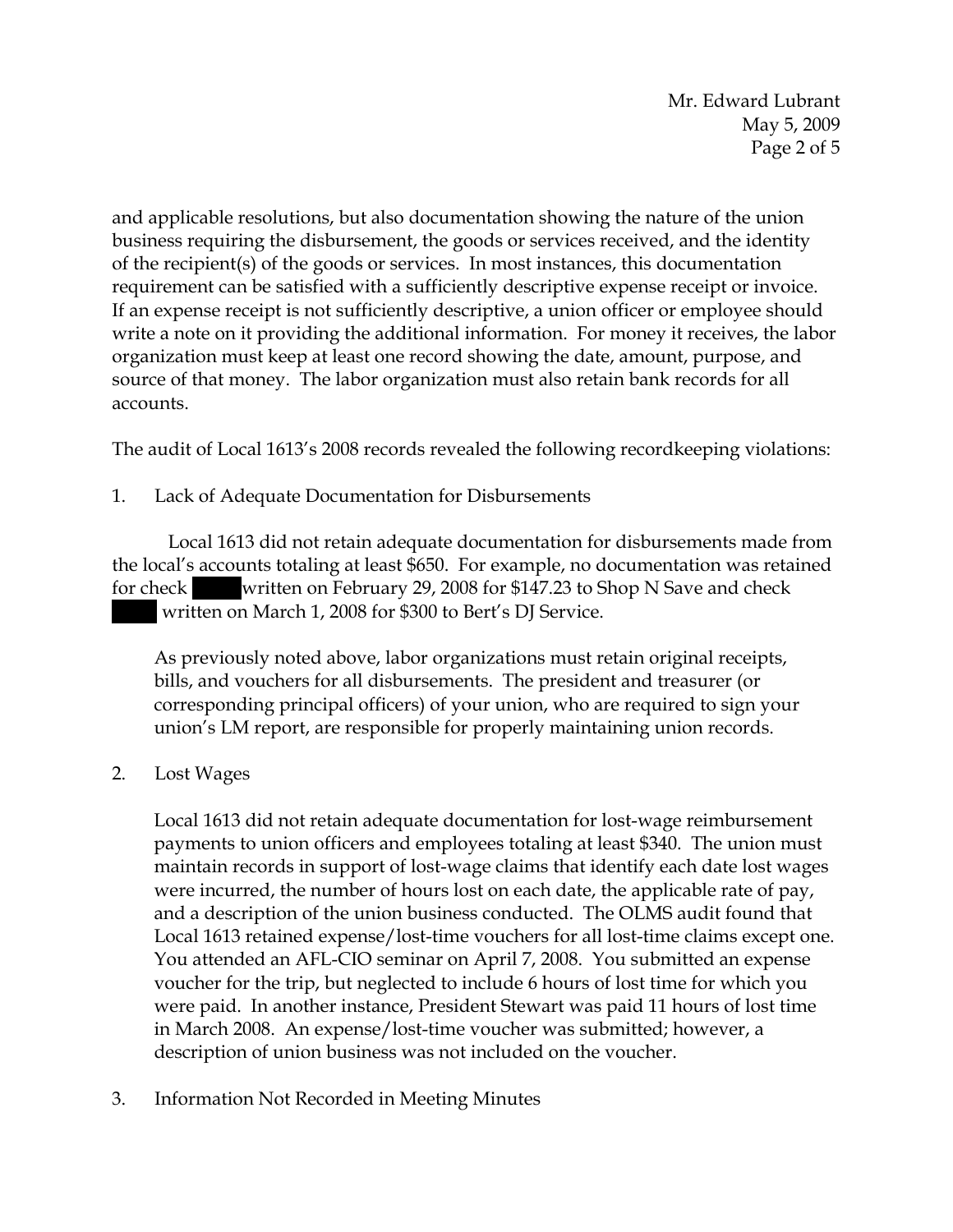and applicable resolutions, but also documentation showing the nature of the union business requiring the disbursement, the goods or services received, and the identity of the recipient(s) of the goods or services. In most instances, this documentation requirement can be satisfied with a sufficiently descriptive expense receipt or invoice. If an expense receipt is not sufficiently descriptive, a union officer or employee should write a note on it providing the additional information. For money it receives, the labor organization must keep at least one record showing the date, amount, purpose, and source of that money. The labor organization must also retain bank records for all accounts.

The audit of Local 1613's 2008 records revealed the following recordkeeping violations:

1. Lack of Adequate Documentation for Disbursements

   Local 1613 did not retain adequate documentation for disbursements made from the local's accounts totaling at least $650. For example, no documentation was retained for check ████ written on February 29, 2008 for $147.23 to Shop N Save and check ████ written on March 1, 2008 for $300 to Bert's DJ Service.

   As previously noted above, labor organizations must retain original receipts, bills, and vouchers for all disbursements. The president and treasurer (or corresponding principal officers) of your union, who are required to sign your union's LM report, are responsible for properly maintaining union records.

2. Lost Wages

   Local 1613 did not retain adequate documentation for lost-wage reimbursement payments to union officers and employees totaling at least $340. The union must maintain records in support of lost-wage claims that identify each date lost wages were incurred, the number of hours lost on each date, the applicable rate of pay, and a description of the union business conducted. The OLMS audit found that Local 1613 retained expense/lost-time vouchers for all lost-time claims except one. You attended an AFL-CIO seminar on April 7, 2008. You submitted an expense voucher for the trip, but neglected to include 6 hours of lost time for which you were paid. In another instance, President Stewart was paid 11 hours of lost time in March 2008. An expense/lost-time voucher was submitted; however, a description of union business was not included on the voucher.

3. Information Not Recorded in Meeting Minutes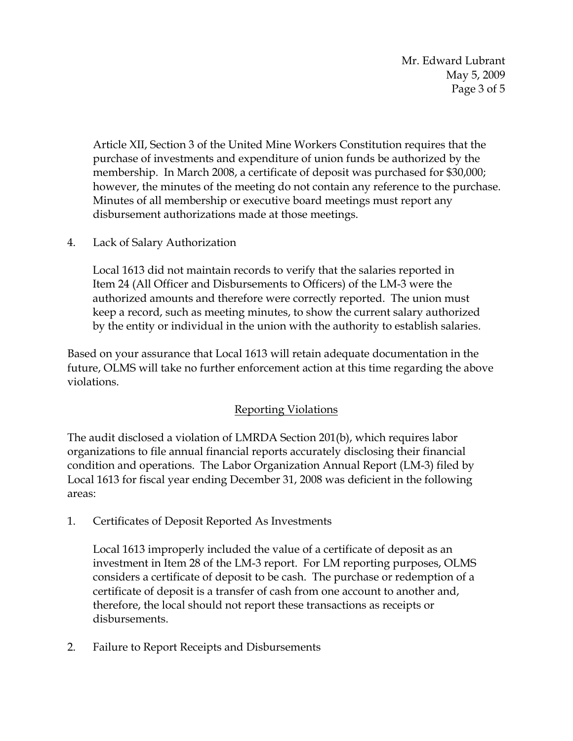Article XII, Section 3 of the United Mine Workers Constitution requires that the purchase of investments and expenditure of union funds be authorized by the membership. In March 2008, a certificate of deposit was purchased for $30,000; however, the minutes of the meeting do not contain any reference to the purchase. Minutes of all membership or executive board meetings must report any disbursement authorizations made at those meetings.

4. Lack of Salary Authorization

   Local 1613 did not maintain records to verify that the salaries reported in Item 24 (All Officer and Disbursements to Officers) of the LM-3 were the authorized amounts and therefore were correctly reported. The union must keep a record, such as meeting minutes, to show the current salary authorized by the entity or individual in the union with the authority to establish salaries.

Based on your assurance that Local 1613 will retain adequate documentation in the future, OLMS will take no further enforcement action at this time regarding the above violations.

## Reporting Violations

The audit disclosed a violation of LMRDA Section 201(b), which requires labor organizations to file annual financial reports accurately disclosing their financial condition and operations. The Labor Organization Annual Report (LM-3) filed by Local 1613 for fiscal year ending December 31, 2008 was deficient in the following areas:

1. Certificates of Deposit Reported As Investments

   Local 1613 improperly included the value of a certificate of deposit as an investment in Item 28 of the LM-3 report. For LM reporting purposes, OLMS considers a certificate of deposit to be cash. The purchase or redemption of a certificate of deposit is a transfer of cash from one account to another and, therefore, the local should not report these transactions as receipts or disbursements.

2. Failure to Report Receipts and Disbursements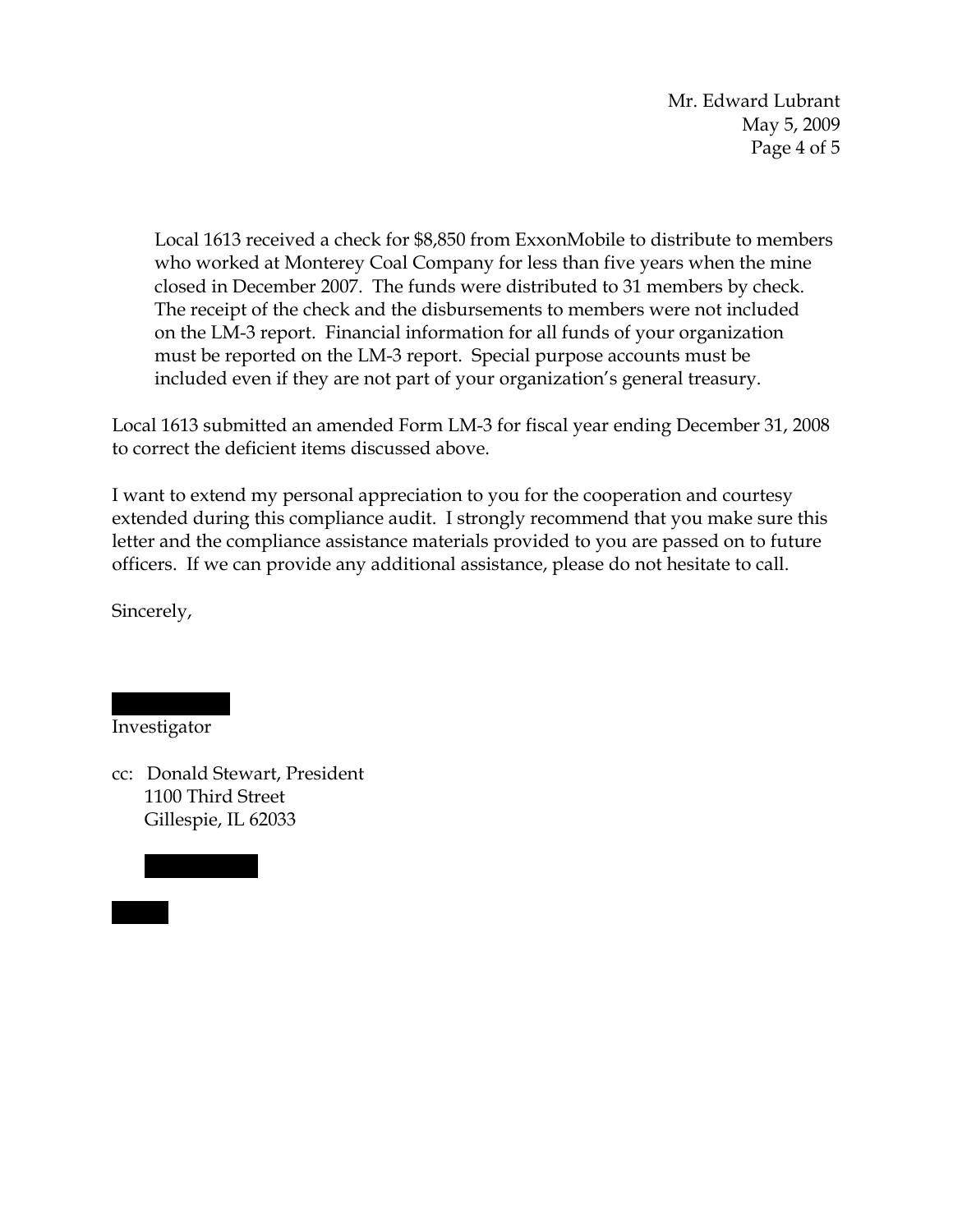Local 1613 received a check for $8,850 from ExxonMobile to distribute to members who worked at Monterey Coal Company for less than five years when the mine closed in December 2007. The funds were distributed to 31 members by check. The receipt of the check and the disbursements to members were not included on the LM-3 report. Financial information for all funds of your organization must be reported on the LM-3 report. Special purpose accounts must be included even if they are not part of your organization's general treasury.

Local 1613 submitted an amended Form LM-3 for fiscal year ending December 31, 2008 to correct the deficient items discussed above.

I want to extend my personal appreciation to you for the cooperation and courtesy extended during this compliance audit. I strongly recommend that you make sure this letter and the compliance assistance materials provided to you are passed on to future officers. If we can provide any additional assistance, please do not hesitate to call.

Sincerely,

Investigator

cc: Donald Stewart, President
1100 Third Street
Gillespie, IL 62033